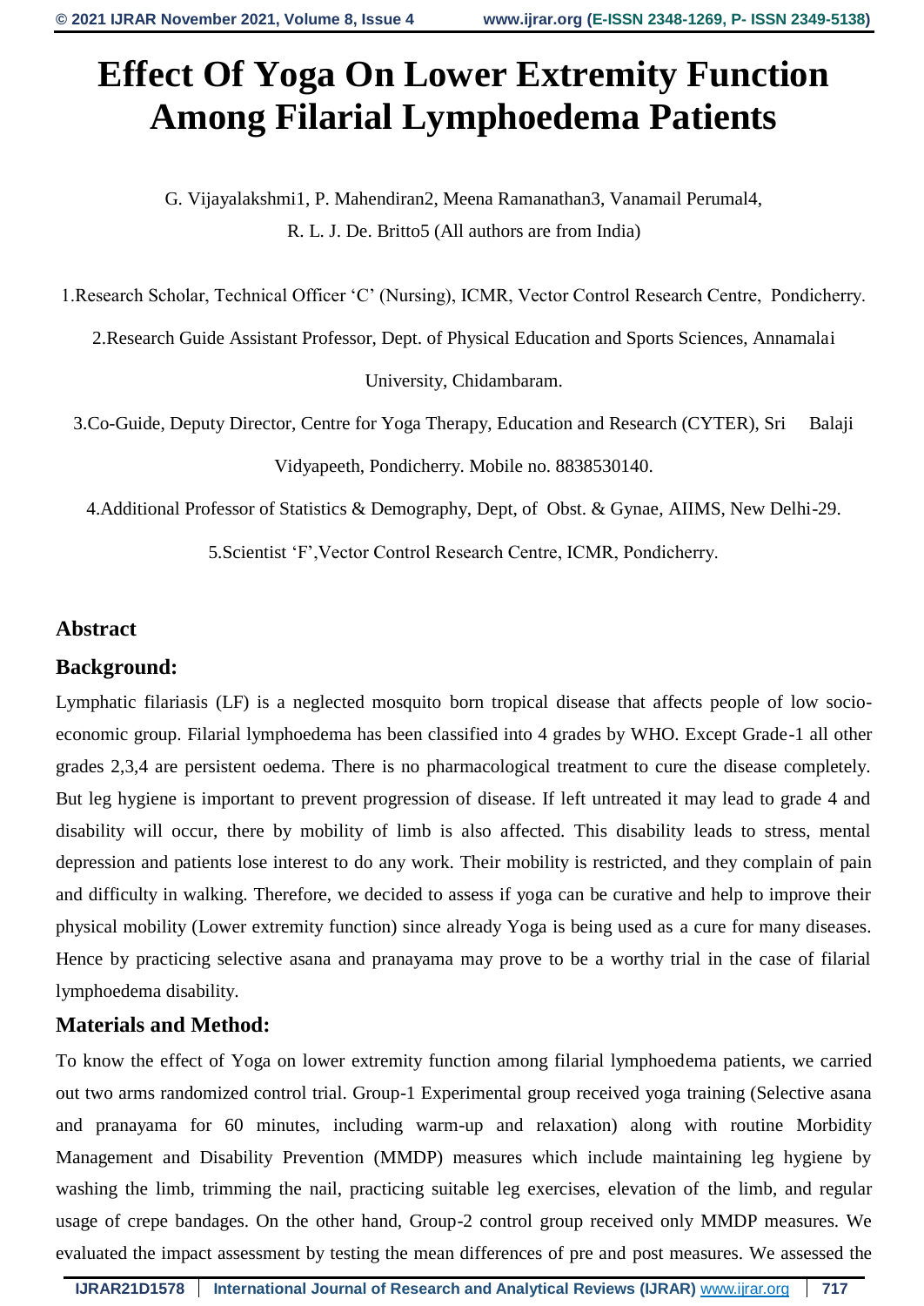# Effect Of Yoga On Lower Extremity Function Among Filarial Lymphoedema Patients

G. Vijayalakshmi[1], P. Mahendiran[2], Meena Ramanathan[3], Vanamail Perumal[4], R. L. J. De. Britto[5] (All authors are from India)

1.Research Scholar, Technical Officer 'C' (Nursing), ICMR, Vector Control Research Centre, Pondicherry.

2.Research Guide Assistant Professor, Dept. of Physical Education and Sports Sciences, Annamalai University, Chidambaram.

3.Co-Guide, Deputy Director, Centre for Yoga Therapy, Education and Research (CYTER), Sri Balaji Vidyapeeth, Pondicherry. Mobile no. 8838530140.

4.Additional Professor of Statistics & Demography, Dept, of Obst. & Gynae, AIIMS, New Delhi-29.

5.Scientist 'F',Vector Control Research Centre, ICMR, Pondicherry.

## Abstract

### Background:

Lymphatic filariasis (LF) is a neglected mosquito born tropical disease that affects people of low socio-economic group. Filarial lymphoedema has been classified into 4 grades by WHO. Except Grade-1 all other grades 2,3,4 are persistent oedema. There is no pharmacological treatment to cure the disease completely. But leg hygiene is important to prevent progression of disease. If left untreated it may lead to grade 4 and disability will occur, there by mobility of limb is also affected. This disability leads to stress, mental depression and patients lose interest to do any work. Their mobility is restricted, and they complain of pain and difficulty in walking. Therefore, we decided to assess if yoga can be curative and help to improve their physical mobility (Lower extremity function) since already Yoga is being used as a cure for many diseases. Hence by practicing selective asana and pranayama may prove to be a worthy trial in the case of filarial lymphoedema disability.

### Materials and Method:

To know the effect of Yoga on lower extremity function among filarial lymphoedema patients, we carried out two arms randomized control trial. Group-1 Experimental group received yoga training (Selective asana and pranayama for 60 minutes, including warm-up and relaxation) along with routine Morbidity Management and Disability Prevention (MMDP) measures which include maintaining leg hygiene by washing the limb, trimming the nail, practicing suitable leg exercises, elevation of the limb, and regular usage of crepe bandages. On the other hand, Group-2 control group received only MMDP measures. We evaluated the impact assessment by testing the mean differences of pre and post measures. We assessed the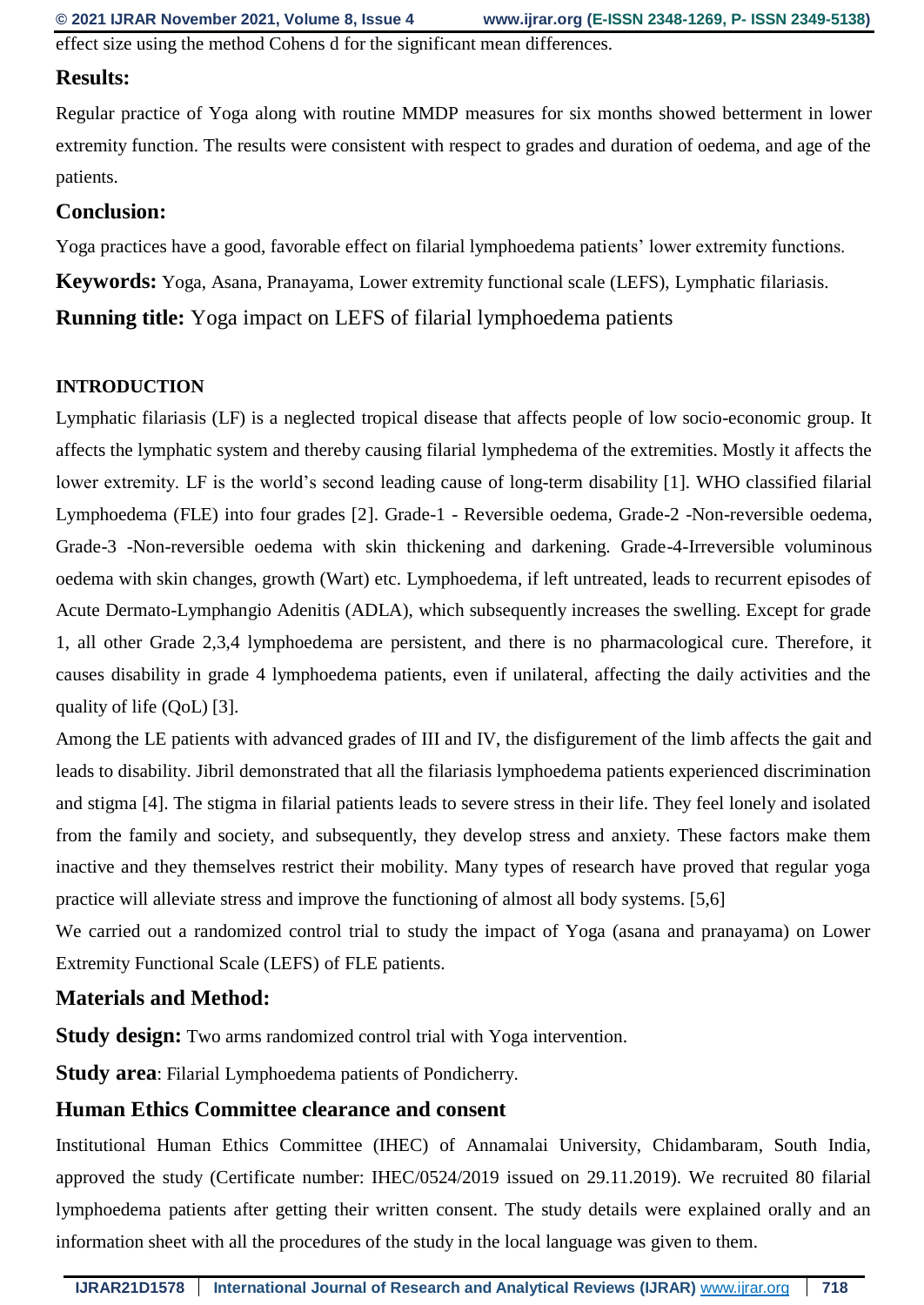effect size using the method Cohens d for the significant mean differences.

## Results:

Regular practice of Yoga along with routine MMDP measures for six months showed betterment in lower extremity function. The results were consistent with respect to grades and duration of oedema, and age of the patients.

## Conclusion:

Yoga practices have a good, favorable effect on filarial lymphoedema patients' lower extremity functions.

**Keywords:** Yoga, Asana, Pranayama, Lower extremity functional scale (LEFS), Lymphatic filariasis.

**Running title:** Yoga impact on LEFS of filarial lymphoedema patients

## INTRODUCTION

Lymphatic filariasis (LF) is a neglected tropical disease that affects people of low socio-economic group. It affects the lymphatic system and thereby causing filarial lymphedema of the extremities. Mostly it affects the lower extremity. LF is the world's second leading cause of long-term disability [1]. WHO classified filarial Lymphoedema (FLE) into four grades [2]. Grade-1 - Reversible oedema, Grade-2 -Non-reversible oedema, Grade-3 -Non-reversible oedema with skin thickening and darkening. Grade-4-Irreversible voluminous oedema with skin changes, growth (Wart) etc. Lymphoedema, if left untreated, leads to recurrent episodes of Acute Dermato-Lymphangio Adenitis (ADLA), which subsequently increases the swelling. Except for grade 1, all other Grade 2,3,4 lymphoedema are persistent, and there is no pharmacological cure. Therefore, it causes disability in grade 4 lymphoedema patients, even if unilateral, affecting the daily activities and the quality of life (QoL) [3].

Among the LE patients with advanced grades of III and IV, the disfigurement of the limb affects the gait and leads to disability. Jibril demonstrated that all the filariasis lymphoedema patients experienced discrimination and stigma [4]. The stigma in filarial patients leads to severe stress in their life. They feel lonely and isolated from the family and society, and subsequently, they develop stress and anxiety. These factors make them inactive and they themselves restrict their mobility. Many types of research have proved that regular yoga practice will alleviate stress and improve the functioning of almost all body systems. [5,6]

We carried out a randomized control trial to study the impact of Yoga (asana and pranayama) on Lower Extremity Functional Scale (LEFS) of FLE patients.

## Materials and Method:

**Study design:** Two arms randomized control trial with Yoga intervention.

**Study area**: Filarial Lymphoedema patients of Pondicherry.

## Human Ethics Committee clearance and consent

Institutional Human Ethics Committee (IHEC) of Annamalai University, Chidambaram, South India, approved the study (Certificate number: IHEC/0524/2019 issued on 29.11.2019). We recruited 80 filarial lymphoedema patients after getting their written consent. The study details were explained orally and an information sheet with all the procedures of the study in the local language was given to them.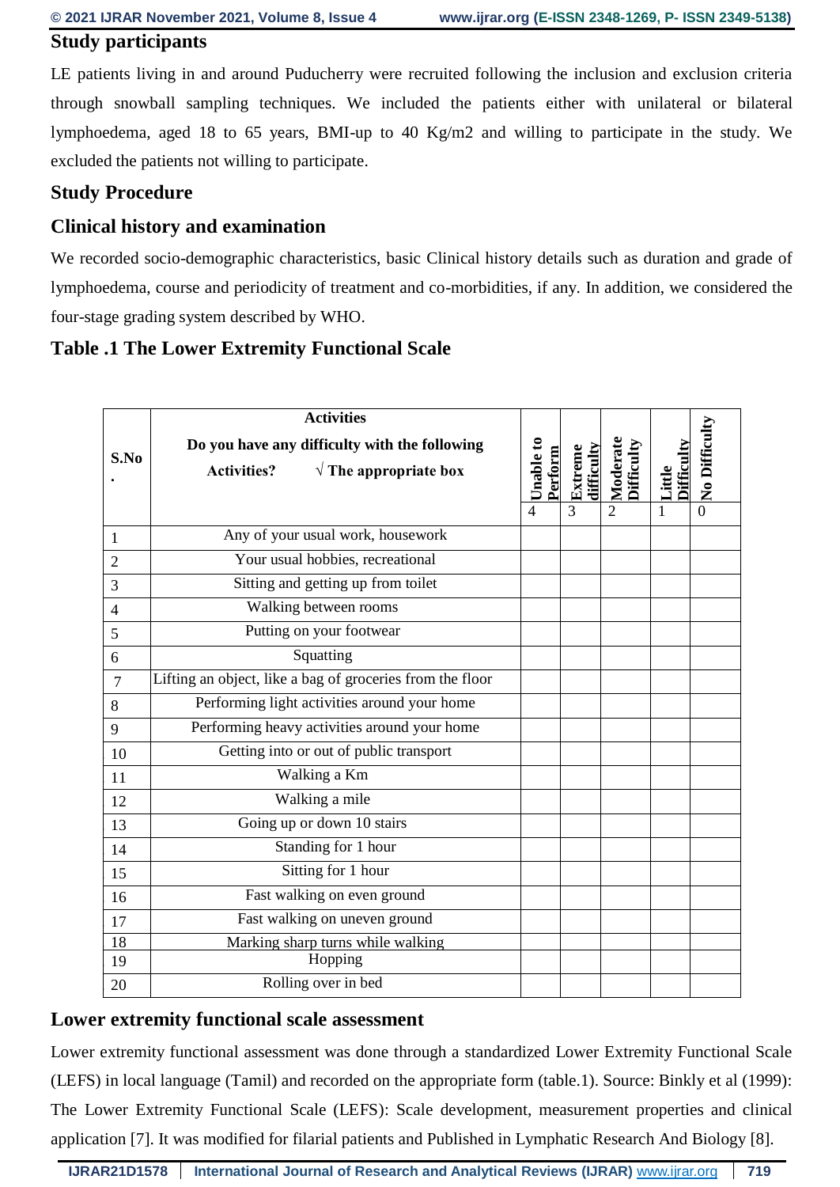## Study participants

LE patients living in and around Puducherry were recruited following the inclusion and exclusion criteria through snowball sampling techniques. We included the patients either with unilateral or bilateral lymphoedema, aged 18 to 65 years, BMI-up to 40 Kg/m2 and willing to participate in the study. We excluded the patients not willing to participate.

## Study Procedure

## Clinical history and examination

We recorded socio-demographic characteristics, basic Clinical history details such as duration and grade of lymphoedema, course and periodicity of treatment and co-morbidities, if any. In addition, we considered the four-stage grading system described by WHO.

## Table .1 The Lower Extremity Functional Scale

| S.No. | Activities<br>Do you have any difficulty with the following Activities? √ The appropriate box | Unable to Perform | Extreme difficulty | Moderate Difficulty | Little Difficulty | No Difficulty |
|---|---|---|---|---|---|---|
| | | 4 | 3 | 2 | 1 | 0 |
| 1 | Any of your usual work, housework | | | | | |
| 2 | Your usual hobbies, recreational | | | | | |
| 3 | Sitting and getting up from toilet | | | | | |
| 4 | Walking between rooms | | | | | |
| 5 | Putting on your footwear | | | | | |
| 6 | Squatting | | | | | |
| 7 | Lifting an object, like a bag of groceries from the floor | | | | | |
| 8 | Performing light activities around your home | | | | | |
| 9 | Performing heavy activities around your home | | | | | |
| 10 | Getting into or out of public transport | | | | | |
| 11 | Walking a Km | | | | | |
| 12 | Walking a mile | | | | | |
| 13 | Going up or down 10 stairs | | | | | |
| 14 | Standing for 1 hour | | | | | |
| 15 | Sitting for 1 hour | | | | | |
| 16 | Fast walking on even ground | | | | | |
| 17 | Fast walking on uneven ground | | | | | |
| 18 | Marking sharp turns while walking | | | | | |
| 19 | Hopping | | | | | |
| 20 | Rolling over in bed | | | | | |

## Lower extremity functional scale assessment

Lower extremity functional assessment was done through a standardized Lower Extremity Functional Scale (LEFS) in local language (Tamil) and recorded on the appropriate form (table.1). Source: Binkly et al (1999): The Lower Extremity Functional Scale (LEFS): Scale development, measurement properties and clinical application [7]. It was modified for filarial patients and Published in Lymphatic Research And Biology [8].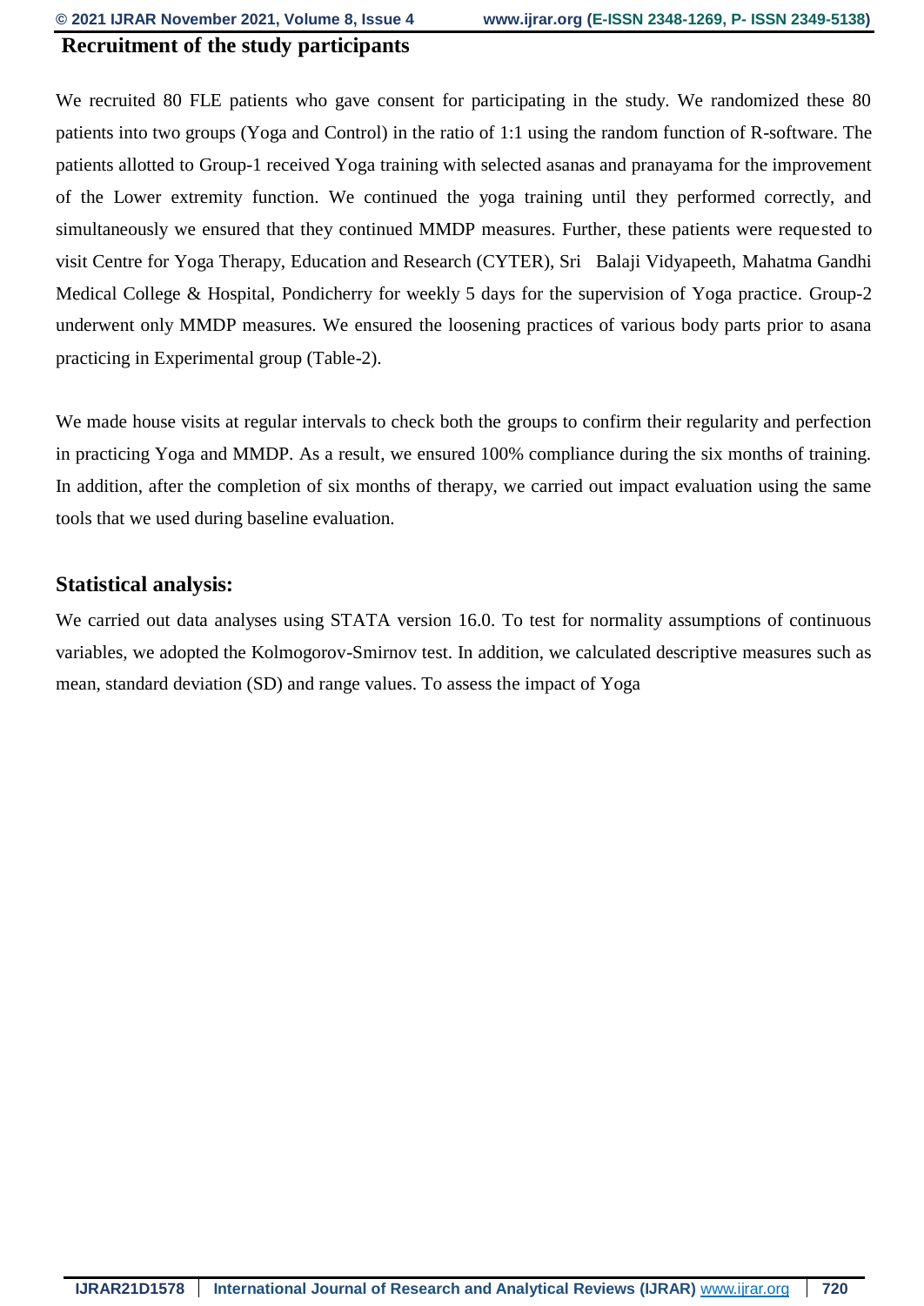## Recruitment of the study participants

We recruited 80 FLE patients who gave consent for participating in the study. We randomized these 80 patients into two groups (Yoga and Control) in the ratio of 1:1 using the random function of R-software. The patients allotted to Group-1 received Yoga training with selected asanas and pranayama for the improvement of the Lower extremity function. We continued the yoga training until they performed correctly, and simultaneously we ensured that they continued MMDP measures. Further, these patients were requested to visit Centre for Yoga Therapy, Education and Research (CYTER), Sri Balaji Vidyapeeth, Mahatma Gandhi Medical College & Hospital, Pondicherry for weekly 5 days for the supervision of Yoga practice. Group-2 underwent only MMDP measures. We ensured the loosening practices of various body parts prior to asana practicing in Experimental group (Table-2).

We made house visits at regular intervals to check both the groups to confirm their regularity and perfection in practicing Yoga and MMDP. As a result, we ensured 100% compliance during the six months of training. In addition, after the completion of six months of therapy, we carried out impact evaluation using the same tools that we used during baseline evaluation.

## Statistical analysis:

We carried out data analyses using STATA version 16.0. To test for normality assumptions of continuous variables, we adopted the Kolmogorov-Smirnov test. In addition, we calculated descriptive measures such as mean, standard deviation (SD) and range values. To assess the impact of Yoga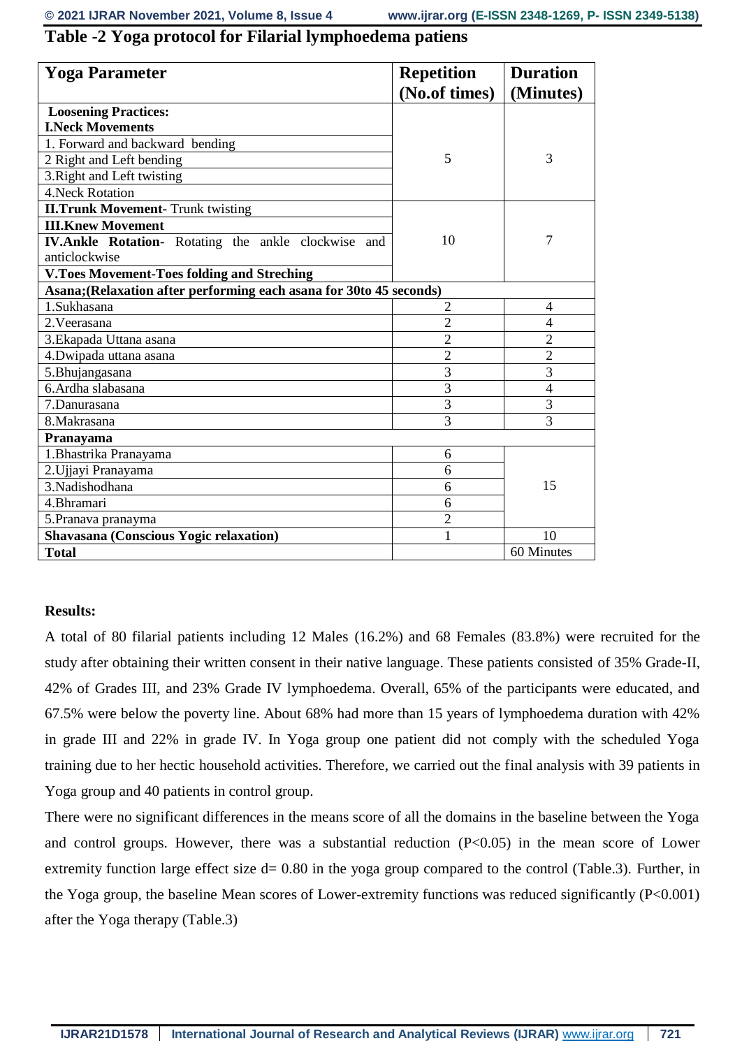## Table -2 Yoga protocol for Filarial lymphoedema patiens

| Yoga Parameter | Repetition (No.of times) | Duration (Minutes) |
|---|---|---|
| **Loosening Practices:** **I.Neck Movements** | | |
| 1. Forward and backward bending | | |
| 2 Right and Left bending | 5 | 3 |
| 3.Right and Left twisting | | |
| 4.Neck Rotation | | |
| **II.Trunk Movement**- Trunk twisting | | |
| **III.Knew Movement** | | |
| **IV.Ankle Rotation**- Rotating the ankle clockwise and anticlockwise | 10 | 7 |
| **V.Toes Movement-Toes folding and Streching** | | |
| **Asana;(Relaxation after performing each asana for 30to 45 seconds)** | | |
| 1.Sukhasana | 2 | 4 |
| 2.Veerasana | 2 | 4 |
| 3.Ekapada Uttana asana | 2 | 2 |
| 4.Dwipada uttana asana | 2 | 2 |
| 5.Bhujangasana | 3 | 3 |
| 6.Ardha slabasana | 3 | 4 |
| 7.Danurasana | 3 | 3 |
| 8.Makrasana | 3 | 3 |
| **Pranayama** | | |
| 1.Bhastrika Pranayama | 6 | |
| 2.Ujjayi Pranayama | 6 | |
| 3.Nadishodhana | 6 | 15 |
| 4.Bhramari | 6 | |
| 5.Pranava pranayma | 2 | |
| **Shavasana (Conscious Yogic relaxation)** | 1 | 10 |
| **Total** | | 60 Minutes |

**Results:**

A total of 80 filarial patients including 12 Males (16.2%) and 68 Females (83.8%) were recruited for the study after obtaining their written consent in their native language. These patients consisted of 35% Grade-II, 42% of Grades III, and 23% Grade IV lymphoedema. Overall, 65% of the participants were educated, and 67.5% were below the poverty line. About 68% had more than 15 years of lymphoedema duration with 42% in grade III and 22% in grade IV. In Yoga group one patient did not comply with the scheduled Yoga training due to her hectic household activities. Therefore, we carried out the final analysis with 39 patients in Yoga group and 40 patients in control group.

There were no significant differences in the means score of all the domains in the baseline between the Yoga and control groups. However, there was a substantial reduction ($P<0.05$) in the mean score of Lower extremity function large effect size $d= 0.80$ in the yoga group compared to the control (Table.3). Further, in the Yoga group, the baseline Mean scores of Lower-extremity functions was reduced significantly ($P<0.001$) after the Yoga therapy (Table.3)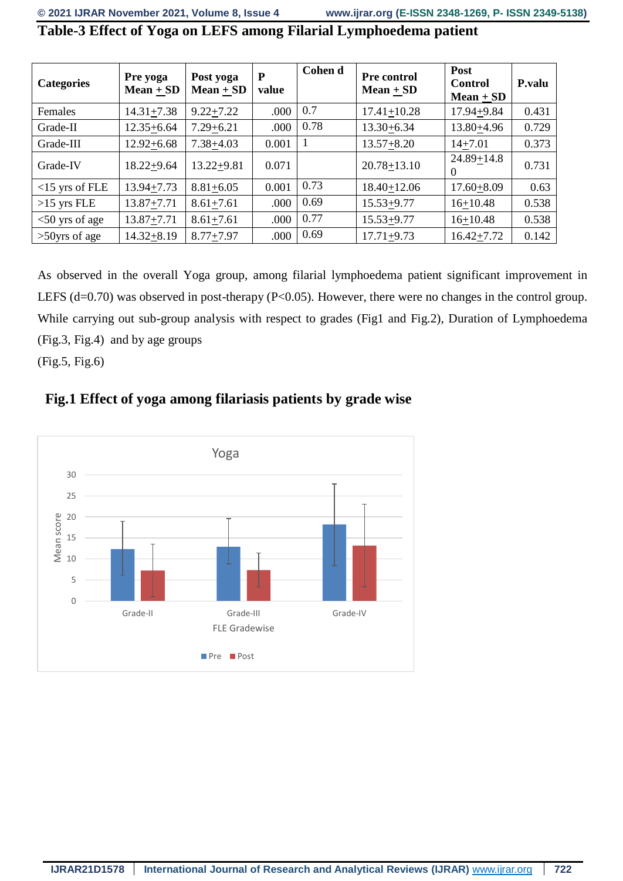## Table-3 Effect of Yoga on LEFS among Filarial Lymphoedema patient

| Categories | Pre yoga Mean + SD | Post yoga Mean + SD | P value | Cohen d | Pre control Mean + SD | Post Control Mean + SD | P.valu |
|---|---|---|---|---|---|---|---|
| Females | 14.31+7.38 | 9.22+7.22 | .000 | 0.7 | 17.41+10.28 | 17.94+9.84 | 0.431 |
| Grade-II | 12.35+6.64 | 7.29+6.21 | .000 | 0.78 | 13.30+6.34 | 13.80+4.96 | 0.729 |
| Grade-III | 12.92+6.68 | 7.38+4.03 | 0.001 | 1 | 13.57+8.20 | 14+7.01 | 0.373 |
| Grade-IV | 18.22+9.64 | 13.22+9.81 | 0.071 | | 20.78+13.10 | 24.89+14.80 | 0.731 |
| <15 yrs of FLE | 13.94+7.73 | 8.81+6.05 | 0.001 | 0.73 | 18.40+12.06 | 17.60+8.09 | 0.63 |
| >15 yrs FLE | 13.87+7.71 | 8.61+7.61 | .000 | 0.69 | 15.53+9.77 | 16+10.48 | 0.538 |
| <50 yrs of age | 13.87+7.71 | 8.61+7.61 | .000 | 0.77 | 15.53+9.77 | 16+10.48 | 0.538 |
| >50yrs of age | 14.32+8.19 | 8.77+7.97 | .000 | 0.69 | 17.71+9.73 | 16.42+7.72 | 0.142 |

As observed in the overall Yoga group, among filarial lymphoedema patient significant improvement in LEFS (d=0.70) was observed in post-therapy ($P<0.05$). However, there were no changes in the control group. While carrying out sub-group analysis with respect to grades (Fig1 and Fig.2), Duration of Lymphoedema (Fig.3, Fig.4) and by age groups (Fig.5, Fig.6)

### Fig.1 Effect of yoga among filariasis patients by grade wise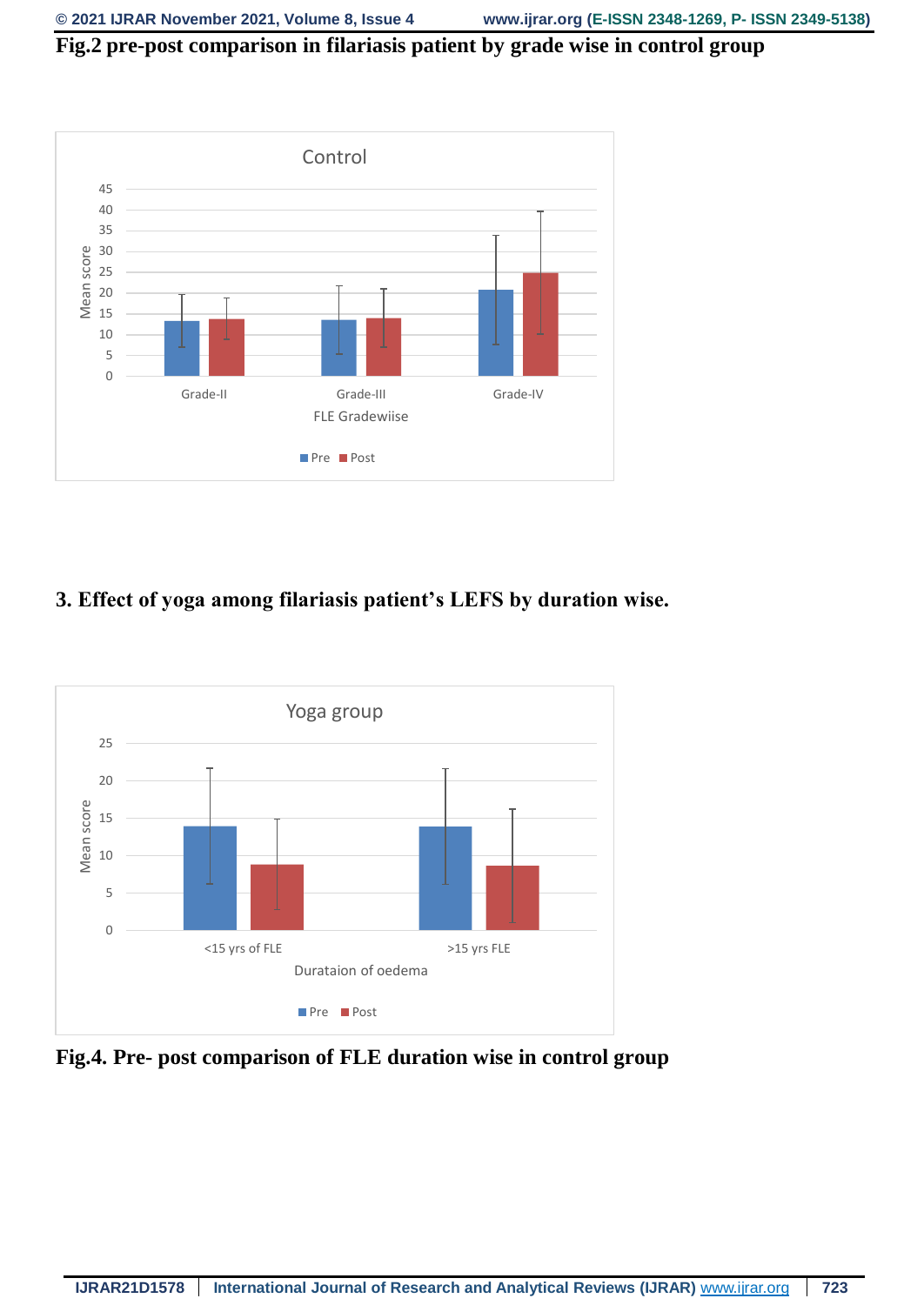**Fig.2 pre-post comparison in filariasis patient by grade wise in control group**

**3. Effect of yoga among filariasis patient's LEFS by duration wise.**

**Fig.4. Pre- post comparison of FLE duration wise in control group**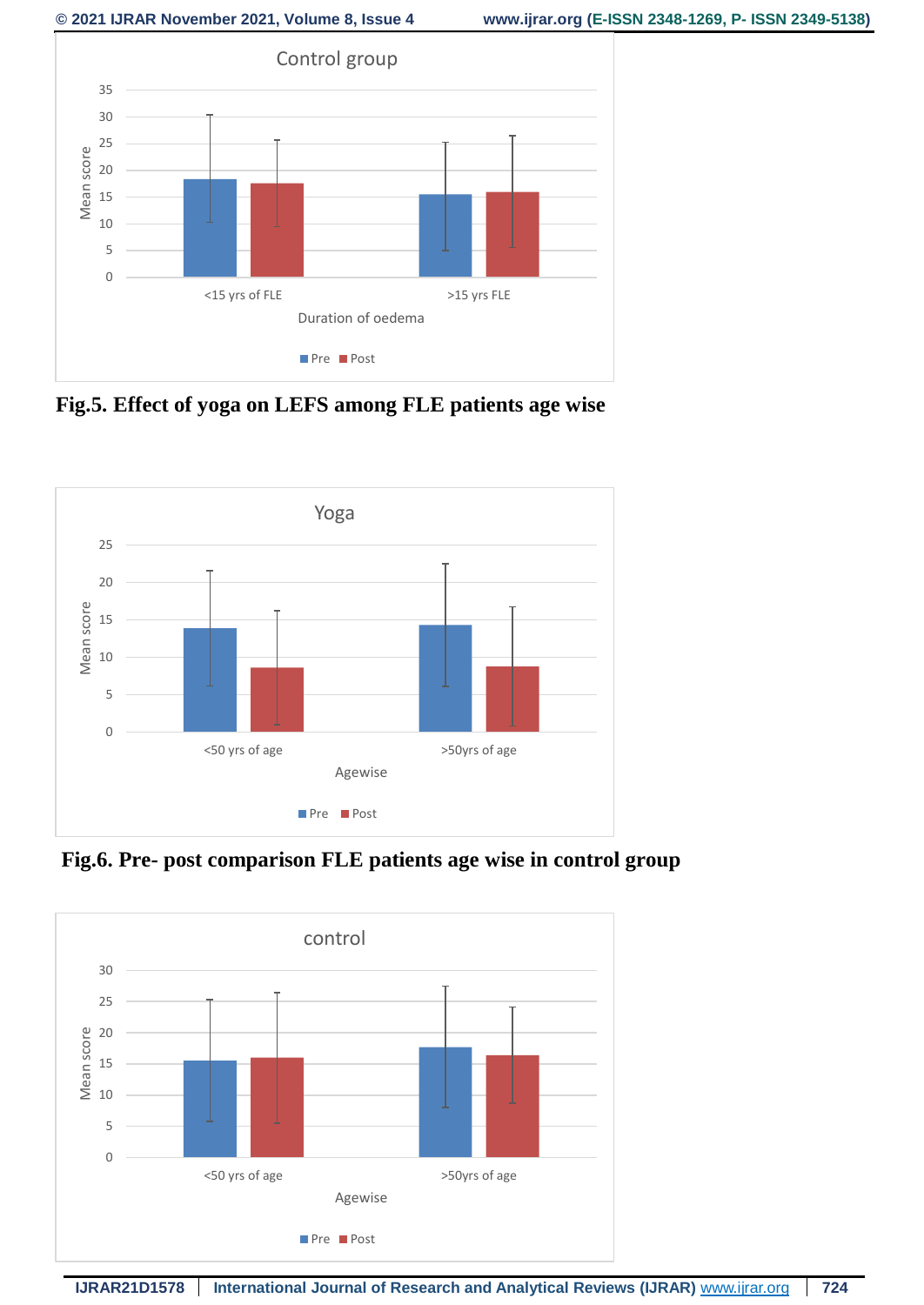Fig.5. Effect of yoga on LEFS among FLE patients age wise

Fig.6. Pre- post comparison FLE patients age wise in control group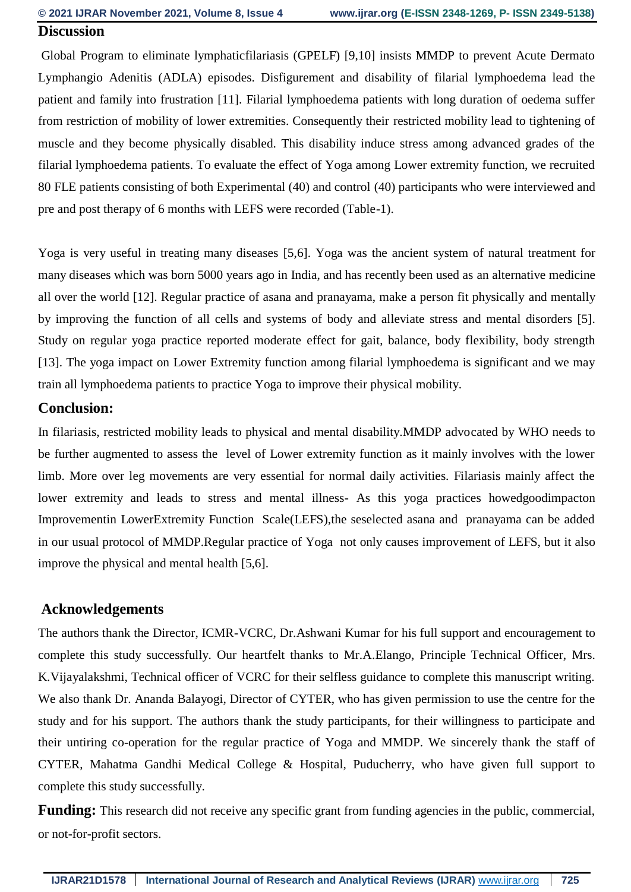## Discussion

Global Program to eliminate lymphaticfilariasis (GPELF) [9,10] insists MMDP to prevent Acute Dermato Lymphangio Adenitis (ADLA) episodes. Disfigurement and disability of filarial lymphoedema lead the patient and family into frustration [11]. Filarial lymphoedema patients with long duration of oedema suffer from restriction of mobility of lower extremities. Consequently their restricted mobility lead to tightening of muscle and they become physically disabled. This disability induce stress among advanced grades of the filarial lymphoedema patients. To evaluate the effect of Yoga among Lower extremity function, we recruited 80 FLE patients consisting of both Experimental (40) and control (40) participants who were interviewed and pre and post therapy of 6 months with LEFS were recorded (Table-1).

Yoga is very useful in treating many diseases [5,6]. Yoga was the ancient system of natural treatment for many diseases which was born 5000 years ago in India, and has recently been used as an alternative medicine all over the world [12]. Regular practice of asana and pranayama, make a person fit physically and mentally by improving the function of all cells and systems of body and alleviate stress and mental disorders [5]. Study on regular yoga practice reported moderate effect for gait, balance, body flexibility, body strength [13]. The yoga impact on Lower Extremity function among filarial lymphoedema is significant and we may train all lymphoedema patients to practice Yoga to improve their physical mobility.

## Conclusion:

In filariasis, restricted mobility leads to physical and mental disability.MMDP advocated by WHO needs to be further augmented to assess the level of Lower extremity function as it mainly involves with the lower limb. More over leg movements are very essential for normal daily activities. Filariasis mainly affect the lower extremity and leads to stress and mental illness- As this yoga practices howedgoodimpacton Improvementin LowerExtremity Function Scale(LEFS),the seselected asana and pranayama can be added in our usual protocol of MMDP.Regular practice of Yoga not only causes improvement of LEFS, but it also improve the physical and mental health [5,6].

## Acknowledgements

The authors thank the Director, ICMR-VCRC, Dr.Ashwani Kumar for his full support and encouragement to complete this study successfully. Our heartfelt thanks to Mr.A.Elango, Principle Technical Officer, Mrs. K.Vijayalakshmi, Technical officer of VCRC for their selfless guidance to complete this manuscript writing. We also thank Dr. Ananda Balayogi, Director of CYTER, who has given permission to use the centre for the study and for his support. The authors thank the study participants, for their willingness to participate and their untiring co-operation for the regular practice of Yoga and MMDP. We sincerely thank the staff of CYTER, Mahatma Gandhi Medical College & Hospital, Puducherry, who have given full support to complete this study successfully.

**Funding:** This research did not receive any specific grant from funding agencies in the public, commercial, or not-for-profit sectors.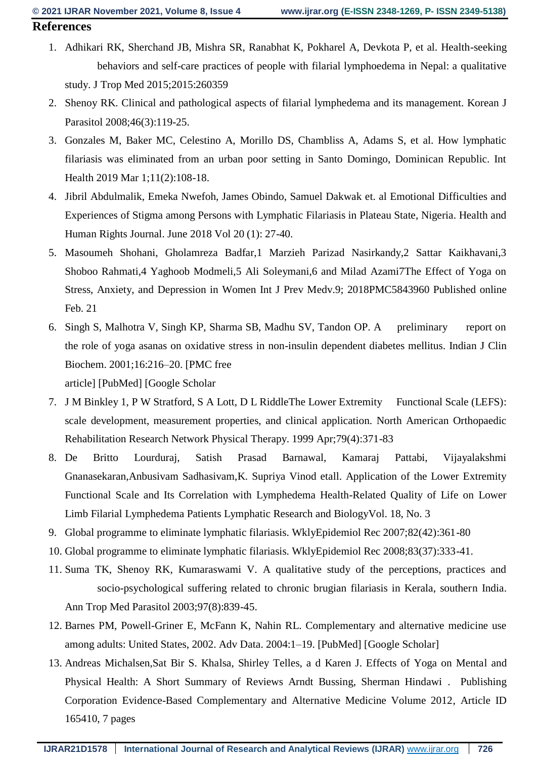## References

1. Adhikari RK, Sherchand JB, Mishra SR, Ranabhat K, Pokharel A, Devkota P, et al. Health-seeking behaviors and self-care practices of people with filarial lymphoedema in Nepal: a qualitative study. J Trop Med 2015;2015:260359
2. Shenoy RK. Clinical and pathological aspects of filarial lymphedema and its management. Korean J Parasitol 2008;46(3):119-25.
3. Gonzales M, Baker MC, Celestino A, Morillo DS, Chambliss A, Adams S, et al. How lymphatic filariasis was eliminated from an urban poor setting in Santo Domingo, Dominican Republic. Int Health 2019 Mar 1;11(2):108-18.
4. Jibril Abdulmalik, Emeka Nwefoh, James Obindo, Samuel Dakwak et. al Emotional Difficulties and Experiences of Stigma among Persons with Lymphatic Filariasis in Plateau State, Nigeria. Health and Human Rights Journal. June 2018 Vol 20 (1): 27-40.
5. Masoumeh Shohani, Gholamreza Badfar,1 Marzieh Parizad Nasirkandy,2 Sattar Kaikhavani,3 Shoboo Rahmati,4 Yaghoob Modmeli,5 Ali Soleymani,6 and Milad Azami7The Effect of Yoga on Stress, Anxiety, and Depression in Women Int J Prev Medv.9; 2018PMC5843960 Published online Feb. 21
6. Singh S, Malhotra V, Singh KP, Sharma SB, Madhu SV, Tandon OP. A preliminary report on the role of yoga asanas on oxidative stress in non-insulin dependent diabetes mellitus. Indian J Clin Biochem. 2001;16:216–20. [PMC free article] [PubMed] [Google Scholar
7. J M Binkley 1, P W Stratford, S A Lott, D L RiddleThe Lower Extremity Functional Scale (LEFS): scale development, measurement properties, and clinical application. North American Orthopaedic Rehabilitation Research Network Physical Therapy. 1999 Apr;79(4):371-83
8. De Britto Lourduraj, Satish Prasad Barnawal, Kamaraj Pattabi, Vijayalakshmi Gnanasekaran,Anbusivam Sadhasivam,K. Supriya Vinod etall. Application of the Lower Extremity Functional Scale and Its Correlation with Lymphedema Health-Related Quality of Life on Lower Limb Filarial Lymphedema Patients Lymphatic Research and BiologyVol. 18, No. 3
9. Global programme to eliminate lymphatic filariasis. WklyEpidemiol Rec 2007;82(42):361-80
10. Global programme to eliminate lymphatic filariasis. WklyEpidemiol Rec 2008;83(37):333-41.
11. Suma TK, Shenoy RK, Kumaraswami V. A qualitative study of the perceptions, practices and socio-psychological suffering related to chronic brugian filariasis in Kerala, southern India. Ann Trop Med Parasitol 2003;97(8):839-45.
12. Barnes PM, Powell-Griner E, McFann K, Nahin RL. Complementary and alternative medicine use among adults: United States, 2002. Adv Data. 2004:1–19. [PubMed] [Google Scholar]
13. Andreas Michalsen,Sat Bir S. Khalsa, Shirley Telles, a d Karen J. Effects of Yoga on Mental and Physical Health: A Short Summary of Reviews Arndt Bussing, Sherman Hindawi . Publishing Corporation Evidence-Based Complementary and Alternative Medicine Volume 2012, Article ID 165410, 7 pages